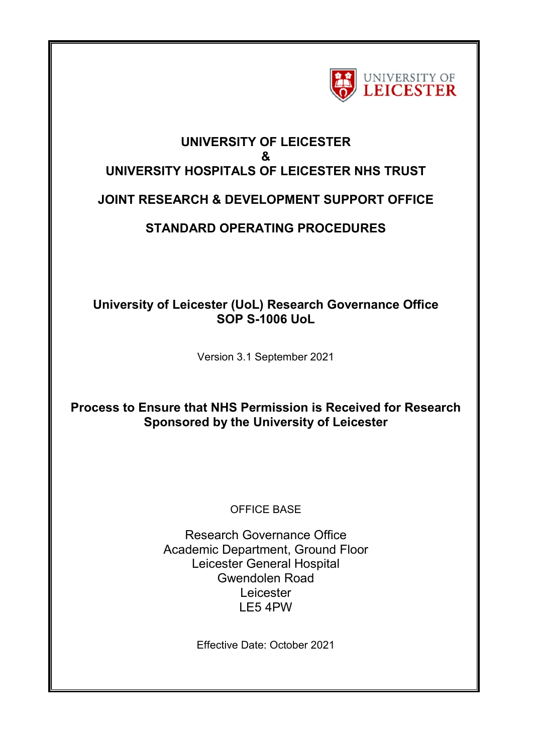UNIVERSITY OF LEICESTER

# UNIVERSITY OF LEICESTER
# &
# UNIVERSITY HOSPITALS OF LEICESTER NHS TRUST

## JOINT RESEARCH & DEVELOPMENT SUPPORT OFFICE

## STANDARD OPERATING PROCEDURES

**University of Leicester (UoL) Research Governance Office**
**SOP S-1006 UoL**

Version 3.1 September 2021

**Process to Ensure that NHS Permission is Received for Research Sponsored by the University of Leicester**

OFFICE BASE

Research Governance Office
Academic Department, Ground Floor
Leicester General Hospital
Gwendolen Road
Leicester
LE5 4PW

Effective Date: October 2021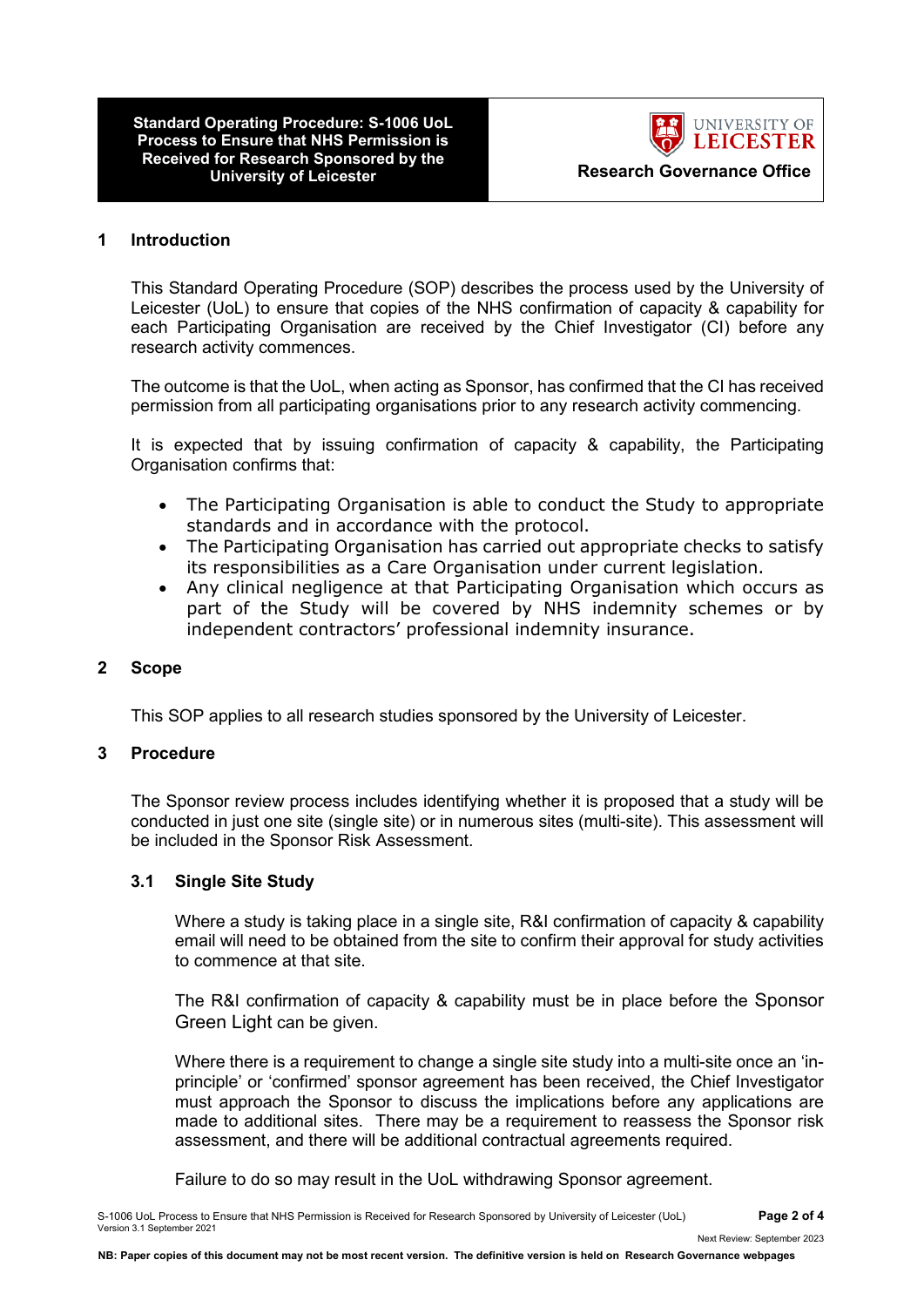## 1 Introduction

This Standard Operating Procedure (SOP) describes the process used by the University of Leicester (UoL) to ensure that copies of the NHS confirmation of capacity & capability for each Participating Organisation are received by the Chief Investigator (CI) before any research activity commences.

The outcome is that the UoL, when acting as Sponsor, has confirmed that the CI has received permission from all participating organisations prior to any research activity commencing.

It is expected that by issuing confirmation of capacity & capability, the Participating Organisation confirms that:

- The Participating Organisation is able to conduct the Study to appropriate standards and in accordance with the protocol.
- The Participating Organisation has carried out appropriate checks to satisfy its responsibilities as a Care Organisation under current legislation.
- Any clinical negligence at that Participating Organisation which occurs as part of the Study will be covered by NHS indemnity schemes or by independent contractors' professional indemnity insurance.

## 2 Scope

This SOP applies to all research studies sponsored by the University of Leicester.

## 3 Procedure

The Sponsor review process includes identifying whether it is proposed that a study will be conducted in just one site (single site) or in numerous sites (multi-site). This assessment will be included in the Sponsor Risk Assessment.

### 3.1 Single Site Study

Where a study is taking place in a single site, R&I confirmation of capacity & capability email will need to be obtained from the site to confirm their approval for study activities to commence at that site.

The R&I confirmation of capacity & capability must be in place before the Sponsor Green Light can be given.

Where there is a requirement to change a single site study into a multi-site once an 'in-principle' or 'confirmed' sponsor agreement has been received, the Chief Investigator must approach the Sponsor to discuss the implications before any applications are made to additional sites. There may be a requirement to reassess the Sponsor risk assessment, and there will be additional contractual agreements required.

Failure to do so may result in the UoL withdrawing Sponsor agreement.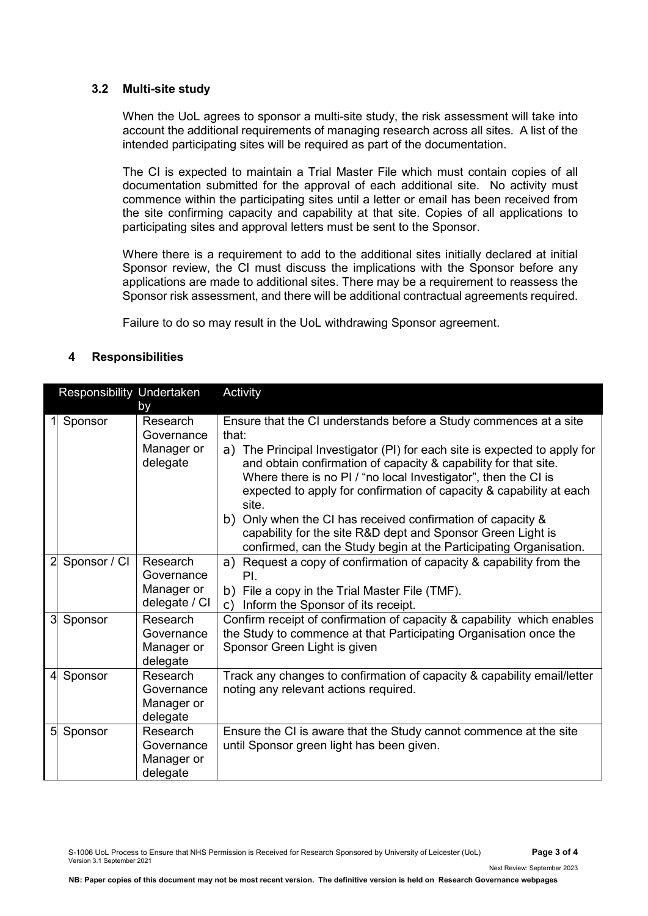### 3.2 Multi-site study

When the UoL agrees to sponsor a multi-site study, the risk assessment will take into account the additional requirements of managing research across all sites. A list of the intended participating sites will be required as part of the documentation.

The CI is expected to maintain a Trial Master File which must contain copies of all documentation submitted for the approval of each additional site. No activity must commence within the participating sites until a letter or email has been received from the site confirming capacity and capability at that site. Copies of all applications to participating sites and approval letters must be sent to the Sponsor.

Where there is a requirement to add to the additional sites initially declared at initial Sponsor review, the CI must discuss the implications with the Sponsor before any applications are made to additional sites. There may be a requirement to reassess the Sponsor risk assessment, and there will be additional contractual agreements required.

Failure to do so may result in the UoL withdrawing Sponsor agreement.

## 4 Responsibilities

| | Responsibility | Undertaken by | Activity |
|---|---|---|---|
| 1 | Sponsor | Research Governance Manager or delegate | Ensure that the CI understands before a Study commences at a site that:<br>a) The Principal Investigator (PI) for each site is expected to apply for and obtain confirmation of capacity & capability for that site. Where there is no PI / "no local Investigator", then the CI is expected to apply for confirmation of capacity & capability at each site.<br>b) Only when the CI has received confirmation of capacity & capability for the site R&D dept and Sponsor Green Light is confirmed, can the Study begin at the Participating Organisation. |
| 2 | Sponsor / CI | Research Governance Manager or delegate / CI | a) Request a copy of confirmation of capacity & capability from the PI.<br>b) File a copy in the Trial Master File (TMF).<br>c) Inform the Sponsor of its receipt. |
| 3 | Sponsor | Research Governance Manager or delegate | Confirm receipt of confirmation of capacity & capability which enables the Study to commence at that Participating Organisation once the Sponsor Green Light is given |
| 4 | Sponsor | Research Governance Manager or delegate | Track any changes to confirmation of capacity & capability email/letter noting any relevant actions required. |
| 5 | Sponsor | Research Governance Manager or delegate | Ensure the CI is aware that the Study cannot commence at the site until Sponsor green light has been given. |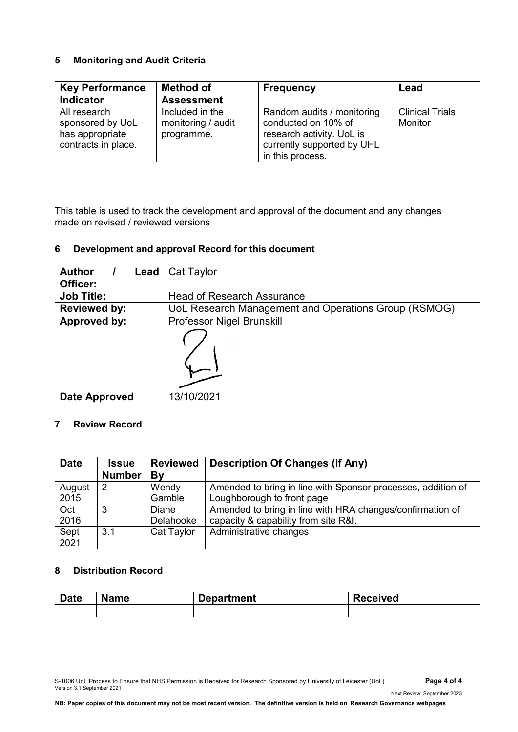## 5 Monitoring and Audit Criteria

| Key Performance Indicator | Method of Assessment | Frequency | Lead |
|---|---|---|---|
| All research sponsored by UoL has appropriate contracts in place. | Included in the monitoring / audit programme. | Random audits / monitoring conducted on 10% of research activity. UoL is currently supported by UHL in this process. | Clinical Trials Monitor |

---

This table is used to track the development and approval of the document and any changes made on revised / reviewed versions

## 6 Development and approval Record for this document

| | |
|---|---|
| **Author / Lead Officer:** | Cat Taylor |
| **Job Title:** | Head of Research Assurance |
| **Reviewed by:** | UoL Research Management and Operations Group (RSMOG) |
| **Approved by:** | Professor Nigel Brunskill |
| **Date Approved** | 13/10/2021 |

## 7 Review Record

| Date | Issue Number | Reviewed By | Description Of Changes (If Any) |
|---|---|---|---|
| August 2015 | 2 | Wendy Gamble | Amended to bring in line with Sponsor processes, addition of Loughborough to front page |
| Oct 2016 | 3 | Diane Delahooke | Amended to bring in line with HRA changes/confirmation of capacity & capability from site R&I. |
| Sept 2021 | 3.1 | Cat Taylor | Administrative changes |

## 8 Distribution Record

| Date | Name | Department | Received |
|---|---|---|---|
| | | | |